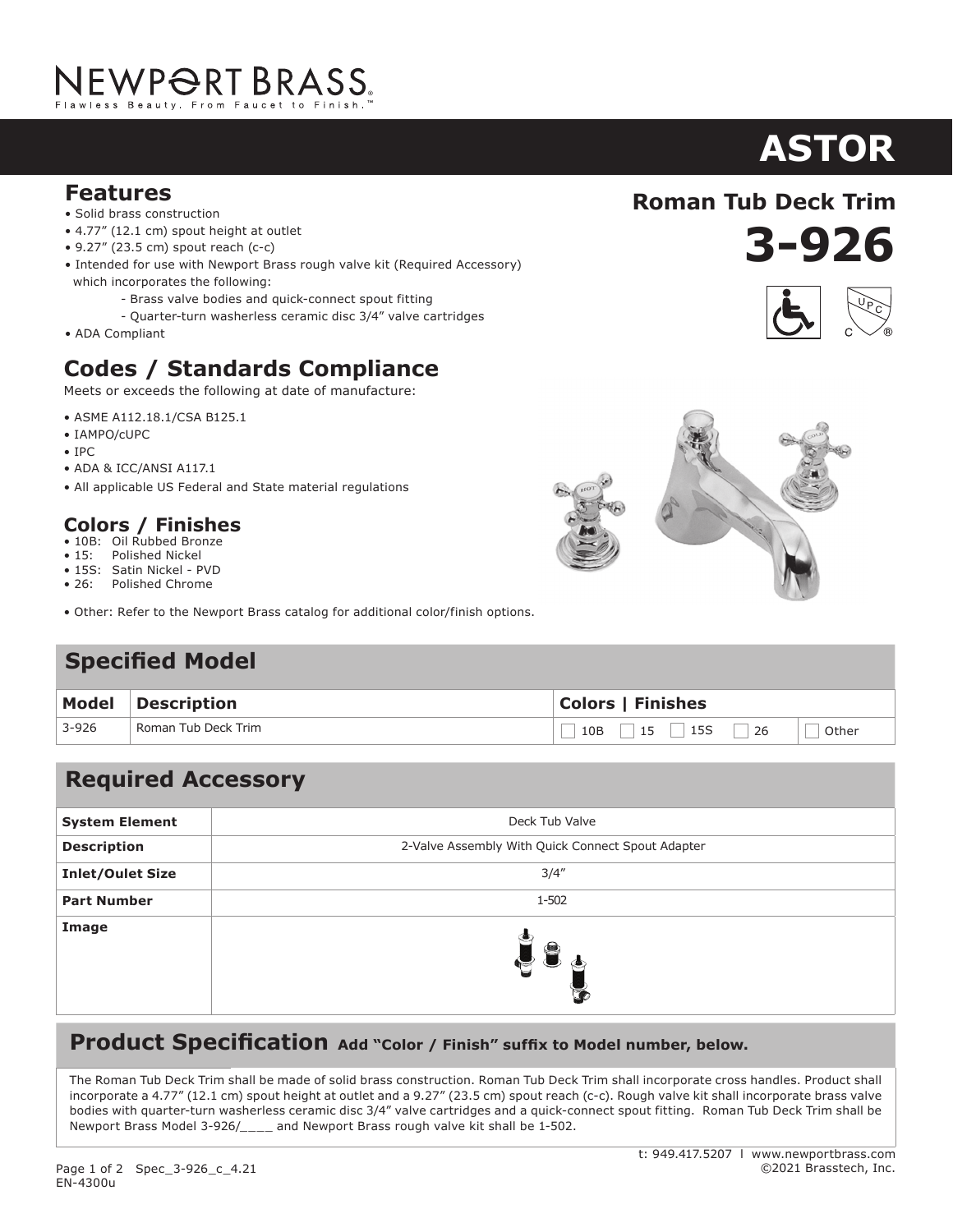NEWPORT BRASS
Flawless Beauty. From Faucet to Finish.™

# ASTOR

## Roman Tub Deck Trim

# 3-926

## Features

- Solid brass construction
- 4.77" (12.1 cm) spout height at outlet
- 9.27" (23.5 cm) spout reach (c-c)
- Intended for use with Newport Brass rough valve kit (Required Accessory) which incorporates the following:
  - Brass valve bodies and quick-connect spout fitting
  - Quarter-turn washerless ceramic disc 3/4" valve cartridges
- ADA Compliant

## Codes / Standards Compliance

Meets or exceeds the following at date of manufacture:

- ASME A112.18.1/CSA B125.1
- IAMPO/cUPC
- IPC
- ADA & ICC/ANSI A117.1
- All applicable US Federal and State material regulations

## Colors / Finishes

- 10B: Oil Rubbed Bronze
- 15: Polished Nickel
- 15S: Satin Nickel - PVD
- 26: Polished Chrome

- Other: Refer to the Newport Brass catalog for additional color/finish options.

## Specified Model

| Model | Description | Colors \| Finishes |
|---|---|---|
| 3-926 | Roman Tub Deck Trim | ☐ 10B ☐ 15 ☐ 15S ☐ 26 ☐ Other |

## Required Accessory

| | |
|---|---|
| **System Element** | Deck Tub Valve |
| **Description** | 2-Valve Assembly With Quick Connect Spout Adapter |
| **Inlet/Oulet Size** | 3/4" |
| **Part Number** | 1-502 |
| **Image** | |

## Product Specification Add "Color / Finish" suffix to Model number, below.

The Roman Tub Deck Trim shall be made of solid brass construction. Roman Tub Deck Trim shall incorporate cross handles. Product shall incorporate a 4.77" (12.1 cm) spout height at outlet and a 9.27" (23.5 cm) spout reach (c-c). Rough valve kit shall incorporate brass valve bodies with quarter-turn washerless ceramic disc 3/4" valve cartridges and a quick-connect spout fitting. Roman Tub Deck Trim shall be Newport Brass Model 3-926/____ and Newport Brass rough valve kit shall be 1-502.

t: 949.417.5207 l www.newportbrass.com
©2021 Brasstech, Inc.

Spec_3-926_c_4.21
EN-4300u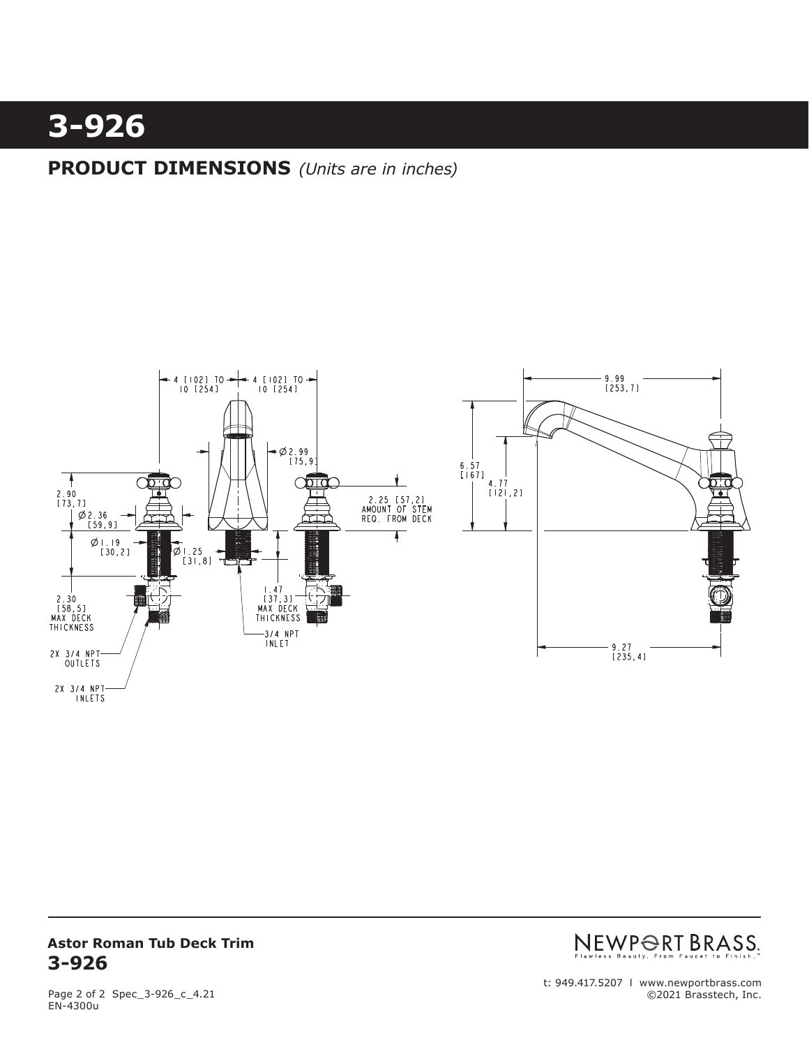# 3-926

## **PRODUCT DIMENSIONS** *(Units are in inches)*

4 [102] TO 10 [254]
4 [102] TO 10 [254]
Ø2.99 [75,9]
2.90 [73,7]
Ø2.36 [59,9]
Ø1.19 [30,2]
Ø1.25 [31,8]
2.25 [57,2] AMOUNT OF STEM REQ. FROM DECK
2.30 [58,5] MAX DECK THICKNESS
1.47 [37,3] MAX DECK THICKNESS
3/4 NPT INLET
2X 3/4 NPT OUTLETS
2X 3/4 NPT INLETS
9.99 [253,7]
6.57 [167]
4.77 [121,2]
9.27 [235,4]

**Astor Roman Tub Deck Trim**
**3-926**

Spec_3-926_c_4.21
EN-4300u

NEWPORT BRASS
Flawless Beauty. From Faucet to Finish.

t: 949.417.5207 l www.newportbrass.com
©2021 Brasstech, Inc.